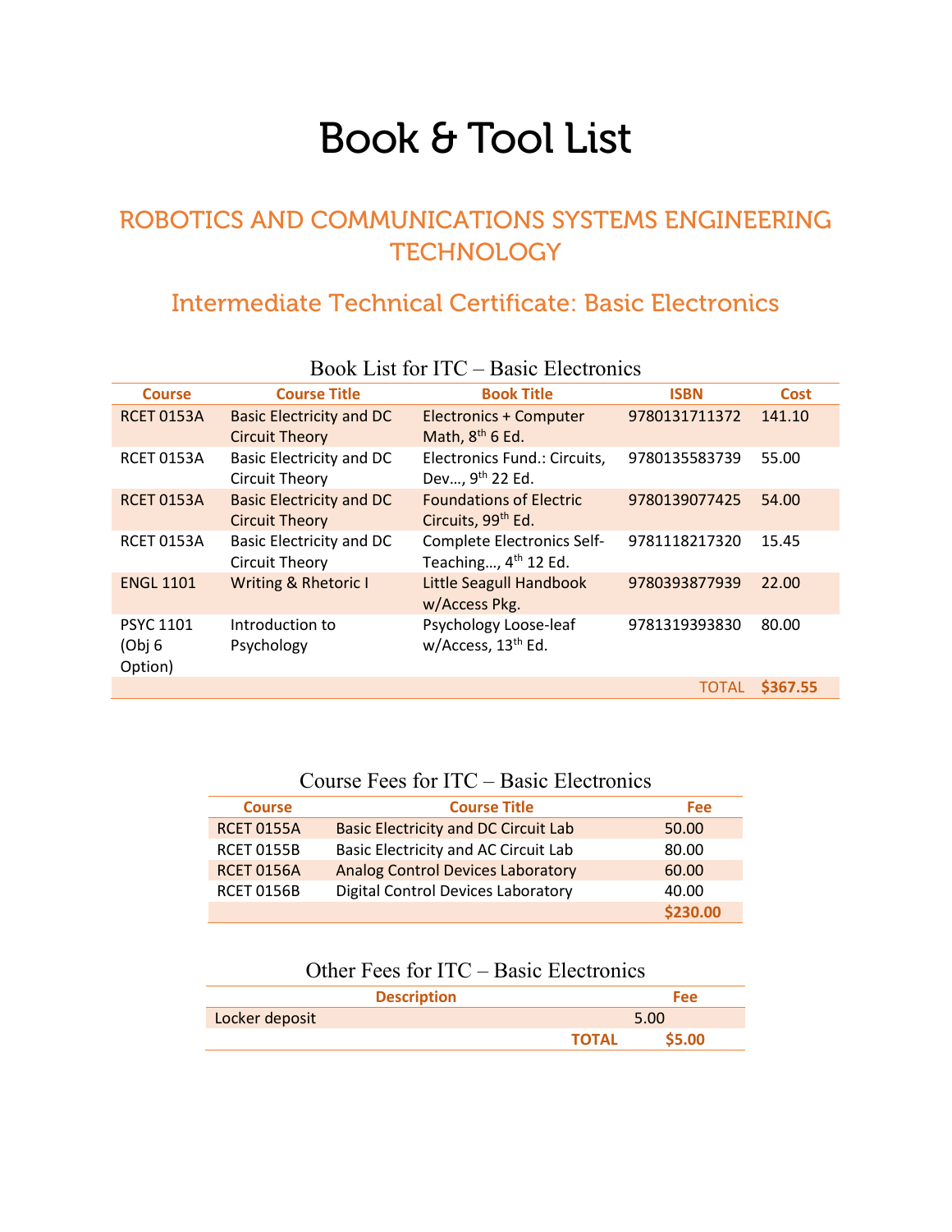# Book & Tool List

## ROBOTICS AND COMMUNICATIONS SYSTEMS ENGINEERING TECHNOLOGY

### Intermediate Technical Certificate: Basic Electronics

Book List for ITC – Basic Electronics

| Course | Course Title | Book Title | ISBN | Cost |
|---|---|---|---|---|
| RCET 0153A | Basic Electricity and DC Circuit Theory | Electronics + Computer Math, 8th 6 Ed. | 9780131711372 | 141.10 |
| RCET 0153A | Basic Electricity and DC Circuit Theory | Electronics Fund.: Circuits, Dev…, 9th 22 Ed. | 9780135583739 | 55.00 |
| RCET 0153A | Basic Electricity and DC Circuit Theory | Foundations of Electric Circuits, 99th Ed. | 9780139077425 | 54.00 |
| RCET 0153A | Basic Electricity and DC Circuit Theory | Complete Electronics Self-Teaching…, 4th 12 Ed. | 9781118217320 | 15.45 |
| ENGL 1101 | Writing & Rhetoric I | Little Seagull Handbook w/Access Pkg. | 9780393877939 | 22.00 |
| PSYC 1101 (Obj 6 Option) | Introduction to Psychology | Psychology Loose-leaf w/Access, 13th Ed. | 9781319393830 | 80.00 |
| | | | TOTAL | **$367.55** |

Course Fees for ITC – Basic Electronics

| Course | Course Title | Fee |
|---|---|---|
| RCET 0155A | Basic Electricity and DC Circuit Lab | 50.00 |
| RCET 0155B | Basic Electricity and AC Circuit Lab | 80.00 |
| RCET 0156A | Analog Control Devices Laboratory | 60.00 |
| RCET 0156B | Digital Control Devices Laboratory | 40.00 |
| | | **$230.00** |

Other Fees for ITC – Basic Electronics

| Description | Fee |
|---|---|
| Locker deposit | 5.00 |
| **TOTAL** | **$5.00** |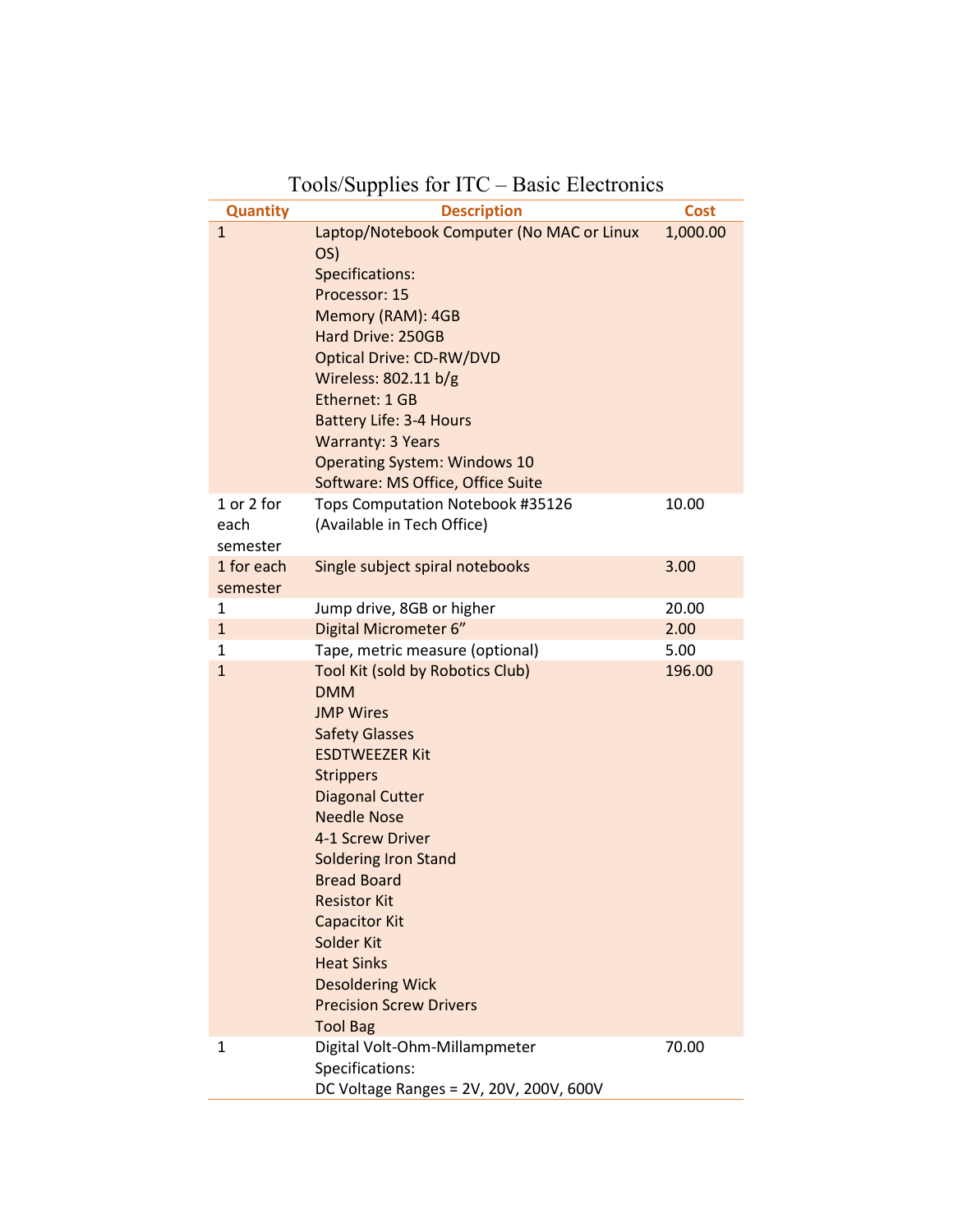# Tools/Supplies for ITC – Basic Electronics

| Quantity | Description | Cost |
|---|---|---|
| 1 | Laptop/Notebook Computer (No MAC or Linux OS)<br>Specifications:<br>Processor: 15<br>Memory (RAM): 4GB<br>Hard Drive: 250GB<br>Optical Drive: CD-RW/DVD<br>Wireless: 802.11 b/g<br>Ethernet: 1 GB<br>Battery Life: 3-4 Hours<br>Warranty: 3 Years<br>Operating System: Windows 10<br>Software: MS Office, Office Suite | 1,000.00 |
| 1 or 2 for each semester | Tops Computation Notebook #35126 (Available in Tech Office) | 10.00 |
| 1 for each semester | Single subject spiral notebooks | 3.00 |
| 1 | Jump drive, 8GB or higher | 20.00 |
| 1 | Digital Micrometer 6” | 2.00 |
| 1 | Tape, metric measure (optional) | 5.00 |
| 1 | Tool Kit (sold by Robotics Club)<br>DMM<br>JMP Wires<br>Safety Glasses<br>ESDTWEEZER Kit<br>Strippers<br>Diagonal Cutter<br>Needle Nose<br>4-1 Screw Driver<br>Soldering Iron Stand<br>Bread Board<br>Resistor Kit<br>Capacitor Kit<br>Solder Kit<br>Heat Sinks<br>Desoldering Wick<br>Precision Screw Drivers<br>Tool Bag | 196.00 |
| 1 | Digital Volt-Ohm-Millampmeter<br>Specifications:<br>DC Voltage Ranges = 2V, 20V, 200V, 600V | 70.00 |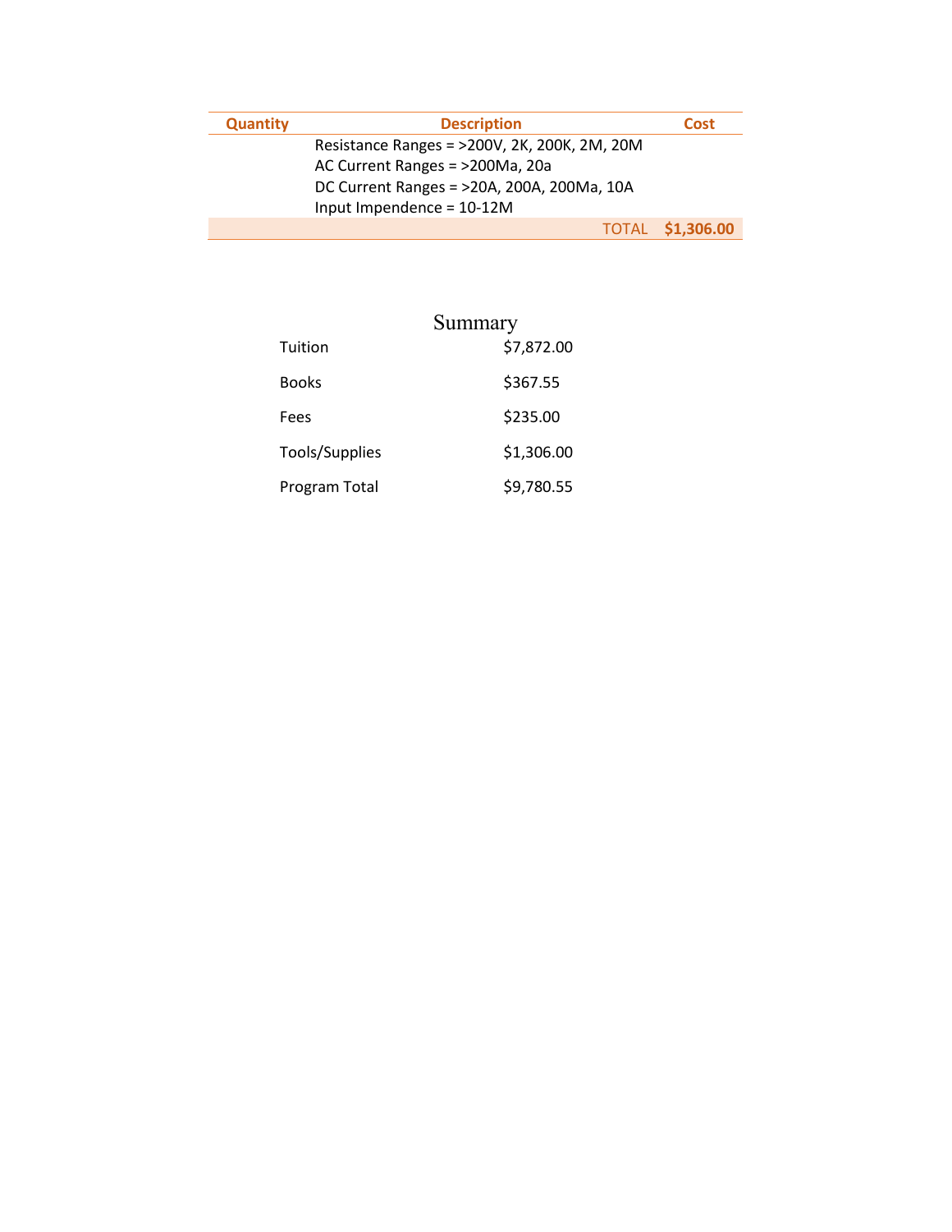| Quantity | Description | Cost |
|---|---|---|
| | Resistance Ranges = >200V, 2K, 200K, 2M, 20M | |
| | AC Current Ranges = >200Ma, 20a | |
| | DC Current Ranges = >20A, 200A, 200Ma, 10A | |
| | Input Impendence = 10-12M | |
| | TOTAL | **$1,306.00** |

## Summary

| | |
|---|---|
| Tuition | $7,872.00 |
| Books | $367.55 |
| Fees | $235.00 |
| Tools/Supplies | $1,306.00 |
| Program Total | $9,780.55 |